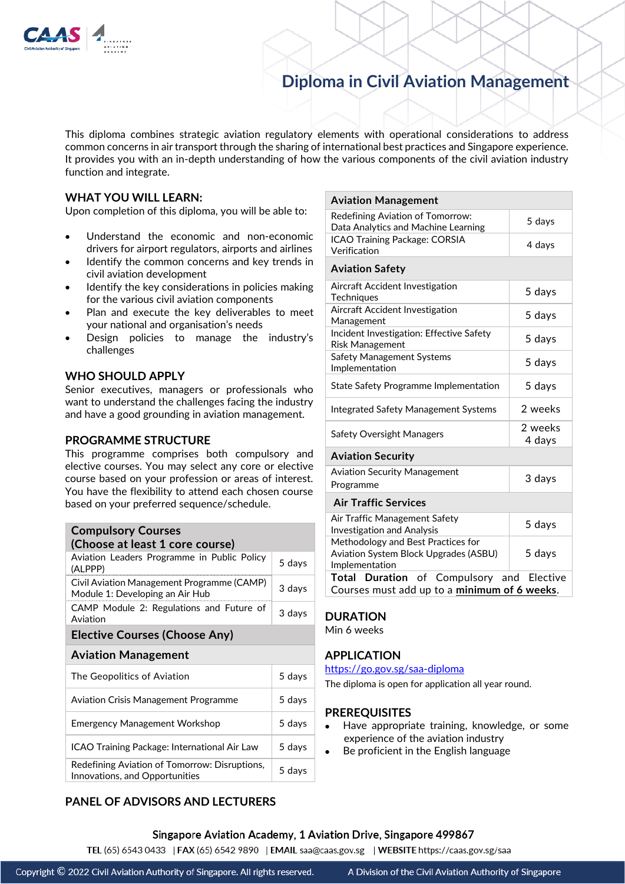# Diploma in Civil Aviation Management

This diploma combines strategic aviation regulatory elements with operational considerations to address common concerns in air transport through the sharing of international best practices and Singapore experience. It provides you with an in-depth understanding of how the various components of the civil aviation industry function and integrate.

## WHAT YOU WILL LEARN:

Upon completion of this diploma, you will be able to:

- Understand the economic and non-economic drivers for airport regulators, airports and airlines
- Identify the common concerns and key trends in civil aviation development
- Identify the key considerations in policies making for the various civil aviation components
- Plan and execute the key deliverables to meet your national and organisation's needs
- Design policies to manage the industry's challenges

## WHO SHOULD APPLY

Senior executives, managers or professionals who want to understand the challenges facing the industry and have a good grounding in aviation management.

## PROGRAMME STRUCTURE

This programme comprises both compulsory and elective courses. You may select any core or elective course based on your profession or areas of interest. You have the flexibility to attend each chosen course based on your preferred sequence/schedule.

| **Compulsory Courses (Choose at least 1 core course)** | |
|---|---|
| Aviation Leaders Programme in Public Policy (ALPPP) | 5 days |
| Civil Aviation Management Programme (CAMP) Module 1: Developing an Air Hub | 3 days |
| CAMP Module 2: Regulations and Future of Aviation | 3 days |
| **Elective Courses (Choose Any)** | |
| **Aviation Management** | |
| The Geopolitics of Aviation | 5 days |
| Aviation Crisis Management Programme | 5 days |
| Emergency Management Workshop | 5 days |
| ICAO Training Package: International Air Law | 5 days |
| Redefining Aviation of Tomorrow: Disruptions, Innovations, and Opportunities | 5 days |
| **Aviation Management** | |
| Redefining Aviation of Tomorrow: Data Analytics and Machine Learning | 5 days |
| ICAO Training Package: CORSIA Verification | 4 days |
| **Aviation Safety** | |
| Aircraft Accident Investigation Techniques | 5 days |
| Aircraft Accident Investigation Management | 5 days |
| Incident Investigation: Effective Safety Risk Management | 5 days |
| Safety Management Systems Implementation | 5 days |
| State Safety Programme Implementation | 5 days |
| Integrated Safety Management Systems | 2 weeks |
| Safety Oversight Managers | 2 weeks 4 days |
| **Aviation Security** | |
| Aviation Security Management Programme | 3 days |
| **Air Traffic Services** | |
| Air Traffic Management Safety Investigation and Analysis | 5 days |
| Methodology and Best Practices for Aviation System Block Upgrades (ASBU) Implementation | 5 days |
| **Total Duration** of Compulsory and Elective Courses must add up to a **minimum of 6 weeks**. | |

## DURATION

Min 6 weeks

## APPLICATION

https://go.gov.sg/saa-diploma

The diploma is open for application all year round.

## PREREQUISITES

- Have appropriate training, knowledge, or some experience of the aviation industry
- Be proficient in the English language

## PANEL OF ADVISORS AND LECTURERS

Singapore Aviation Academy, 1 Aviation Drive, Singapore 499867

**TEL** (65) 6543 0433 | **FAX** (65) 6542 9890 | **EMAIL** saa@caas.gov.sg | **WEBSITE** https://caas.gov.sg/saa

Copyright © 2022 Civil Aviation Authority of Singapore. All rights reserved. A Division of the Civil Aviation Authority of Singapore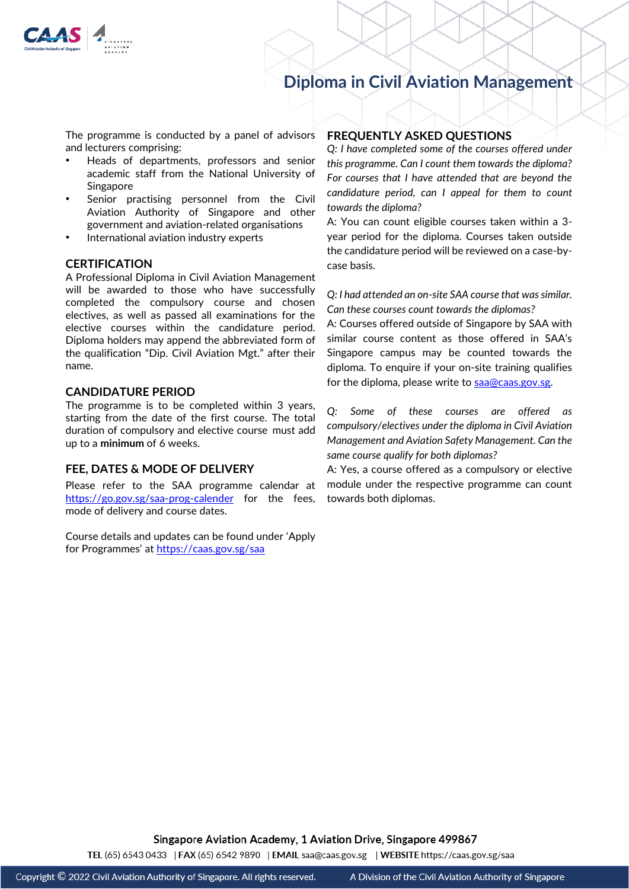# Diploma in Civil Aviation Management

The programme is conducted by a panel of advisors and lecturers comprising:

- Heads of departments, professors and senior academic staff from the National University of Singapore
- Senior practising personnel from the Civil Aviation Authority of Singapore and other government and aviation-related organisations
- International aviation industry experts

## CERTIFICATION

A Professional Diploma in Civil Aviation Management will be awarded to those who have successfully completed the compulsory course and chosen electives, as well as passed all examinations for the elective courses within the candidature period. Diploma holders may append the abbreviated form of the qualification "Dip. Civil Aviation Mgt." after their name.

## CANDIDATURE PERIOD

The programme is to be completed within 3 years, starting from the date of the first course. The total duration of compulsory and elective course must add up to a **minimum** of 6 weeks.

## FEE, DATES & MODE OF DELIVERY

Please refer to the SAA programme calendar at https://go.gov.sg/saa-prog-calender for the fees, mode of delivery and course dates.

Course details and updates can be found under 'Apply for Programmes' at https://caas.gov.sg/saa

## FREQUENTLY ASKED QUESTIONS

*Q: I have completed some of the courses offered under this programme. Can I count them towards the diploma? For courses that I have attended that are beyond the candidature period, can I appeal for them to count towards the diploma?*

A: You can count eligible courses taken within a 3-year period for the diploma. Courses taken outside the candidature period will be reviewed on a case-by-case basis.

*Q: I had attended an on-site SAA course that was similar. Can these courses count towards the diplomas?*

A: Courses offered outside of Singapore by SAA with similar course content as those offered in SAA's Singapore campus may be counted towards the diploma. To enquire if your on-site training qualifies for the diploma, please write to saa@caas.gov.sg.

*Q: Some of these courses are offered as compulsory/electives under the diploma in Civil Aviation Management and Aviation Safety Management. Can the same course qualify for both diplomas?*

A: Yes, a course offered as a compulsory or elective module under the respective programme can count towards both diplomas.

Singapore Aviation Academy, 1 Aviation Drive, Singapore 499867

**TEL** (65) 6543 0433 | **FAX** (65) 6542 9890 | **EMAIL** saa@caas.gov.sg | **WEBSITE** https://caas.gov.sg/saa

Copyright © 2022 Civil Aviation Authority of Singapore. All rights reserved. A Division of the Civil Aviation Authority of Singapore